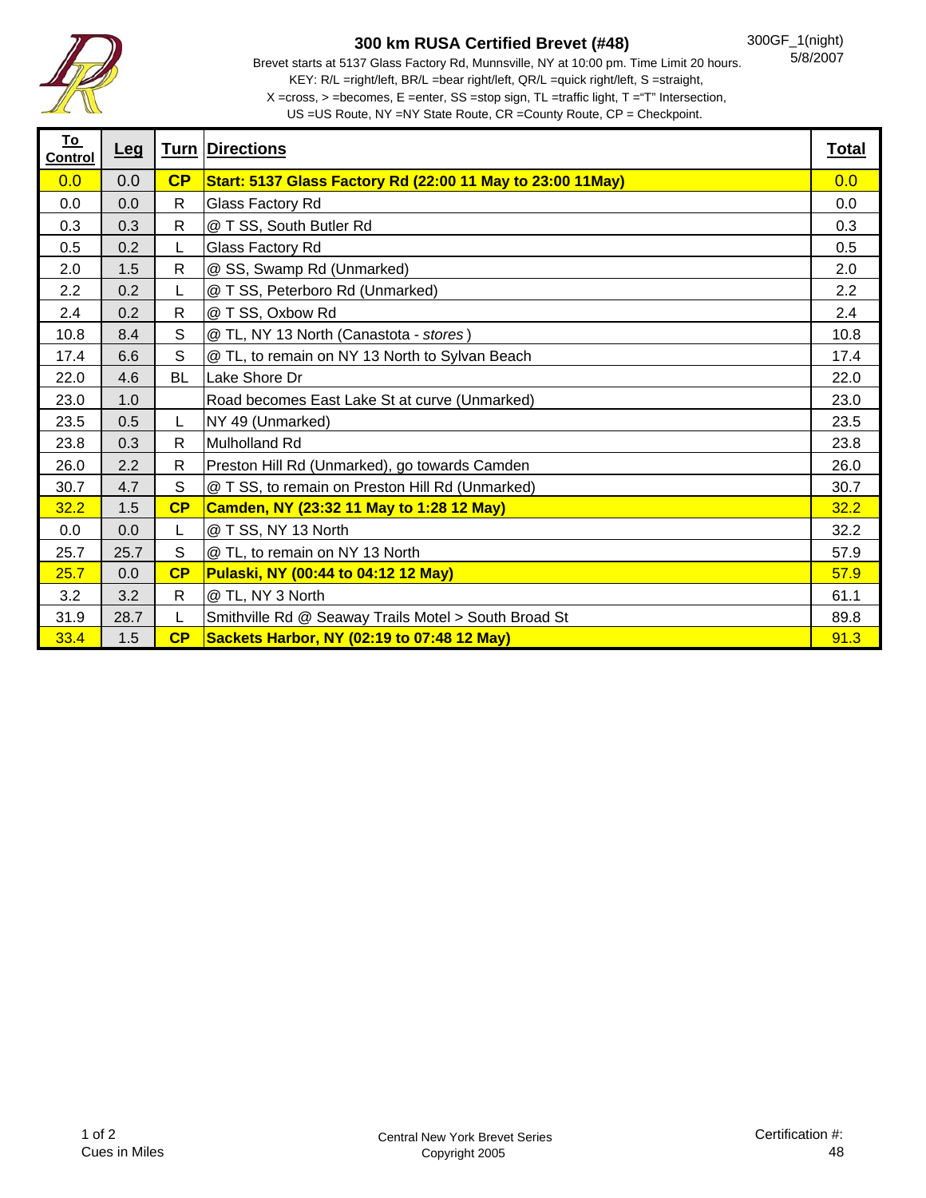# 300 km RUSA Certified Brevet (#48)

300GF_1(night)
5/8/2007

Brevet starts at 5137 Glass Factory Rd, Munnsville, NY at 10:00 pm. Time Limit 20 hours.
KEY: R/L =right/left, BR/L =bear right/left, QR/L =quick right/left, S =straight,
X =cross, > =becomes, E =enter, SS =stop sign, TL =traffic light, T ="T" Intersection,
US =US Route, NY =NY State Route, CR =County Route, CP = Checkpoint.

| To Control | Leg | Turn | Directions | Total |
|---|---|---|---|---|
| 0.0 | 0.0 | **CP** | **Start: 5137 Glass Factory Rd (22:00 11 May to 23:00 11May)** | 0.0 |
| 0.0 | 0.0 | R | Glass Factory Rd | 0.0 |
| 0.3 | 0.3 | R | @ T SS, South Butler Rd | 0.3 |
| 0.5 | 0.2 | L | Glass Factory Rd | 0.5 |
| 2.0 | 1.5 | R | @ SS, Swamp Rd (Unmarked) | 2.0 |
| 2.2 | 0.2 | L | @ T SS, Peterboro Rd (Unmarked) | 2.2 |
| 2.4 | 0.2 | R | @ T SS, Oxbow Rd | 2.4 |
| 10.8 | 8.4 | S | @ TL, NY 13 North (Canastota - *stores* ) | 10.8 |
| 17.4 | 6.6 | S | @ TL, to remain on NY 13 North to Sylvan Beach | 17.4 |
| 22.0 | 4.6 | BL | Lake Shore Dr | 22.0 |
| 23.0 | 1.0 | | Road becomes East Lake St at curve (Unmarked) | 23.0 |
| 23.5 | 0.5 | L | NY 49 (Unmarked) | 23.5 |
| 23.8 | 0.3 | R | Mulholland Rd | 23.8 |
| 26.0 | 2.2 | R | Preston Hill Rd (Unmarked), go towards Camden | 26.0 |
| 30.7 | 4.7 | S | @ T SS, to remain on Preston Hill Rd (Unmarked) | 30.7 |
| 32.2 | 1.5 | **CP** | **Camden, NY (23:32 11 May to 1:28 12 May)** | 32.2 |
| 0.0 | 0.0 | L | @ T SS, NY 13 North | 32.2 |
| 25.7 | 25.7 | S | @ TL, to remain on NY 13 North | 57.9 |
| 25.7 | 0.0 | **CP** | **Pulaski, NY (00:44 to 04:12 12 May)** | 57.9 |
| 3.2 | 3.2 | R | @ TL, NY 3 North | 61.1 |
| 31.9 | 28.7 | L | Smithville Rd @ Seaway Trails Motel > South Broad St | 89.8 |
| 33.4 | 1.5 | **CP** | **Sackets Harbor, NY (02:19 to 07:48 12 May)** | 91.3 |

Cues in Miles

Central New York Brevet Series
Copyright 2005

Certification #:
48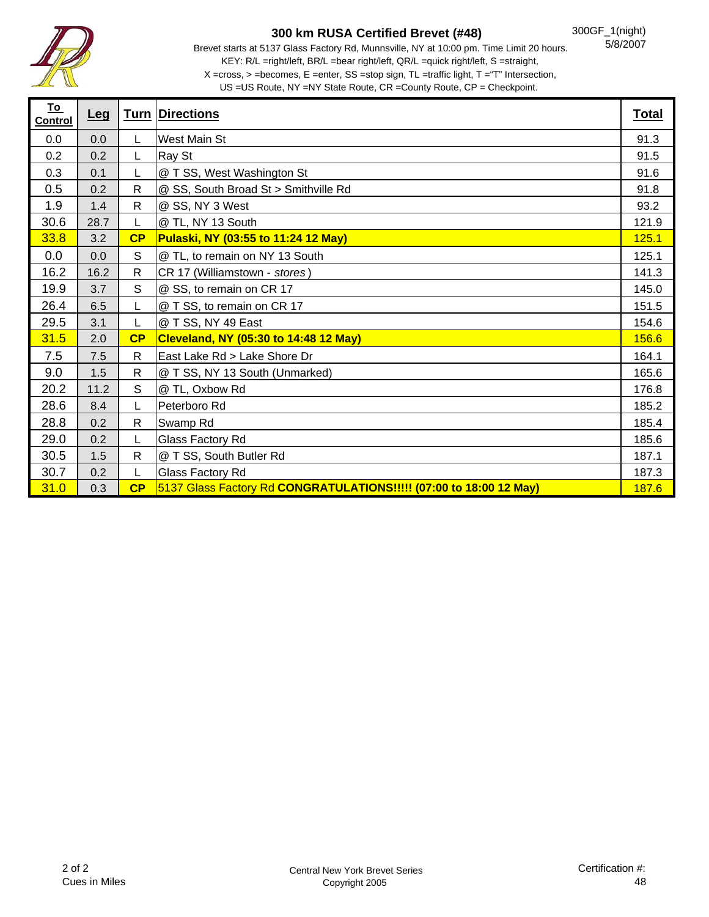# 300 km RUSA Certified Brevet (#48)

300GF_1(night)
5/8/2007

Brevet starts at 5137 Glass Factory Rd, Munnsville, NY at 10:00 pm. Time Limit 20 hours.
KEY: R/L =right/left, BR/L =bear right/left, QR/L =quick right/left, S =straight,
X =cross, > =becomes, E =enter, SS =stop sign, TL =traffic light, T ="T" Intersection,
US =US Route, NY =NY State Route, CR =County Route, CP = Checkpoint.

| To Control | Leg | Turn | Directions | Total |
|---|---|---|---|---|
| 0.0 | 0.0 | L | West Main St | 91.3 |
| 0.2 | 0.2 | L | Ray St | 91.5 |
| 0.3 | 0.1 | L | @ T SS, West Washington St | 91.6 |
| 0.5 | 0.2 | R | @ SS, South Broad St > Smithville Rd | 91.8 |
| 1.9 | 1.4 | R | @ SS, NY 3 West | 93.2 |
| 30.6 | 28.7 | L | @ TL, NY 13 South | 121.9 |
| **33.8** | **3.2** | **CP** | **Pulaski, NY (03:55 to 11:24 12 May)** | **125.1** |
| 0.0 | 0.0 | S | @ TL, to remain on NY 13 South | 125.1 |
| 16.2 | 16.2 | R | CR 17 (Williamstown - *stores* ) | 141.3 |
| 19.9 | 3.7 | S | @ SS, to remain on CR 17 | 145.0 |
| 26.4 | 6.5 | L | @ T SS, to remain on CR 17 | 151.5 |
| 29.5 | 3.1 | L | @ T SS, NY 49 East | 154.6 |
| **31.5** | **2.0** | **CP** | **Cleveland, NY (05:30 to 14:48 12 May)** | **156.6** |
| 7.5 | 7.5 | R | East Lake Rd > Lake Shore Dr | 164.1 |
| 9.0 | 1.5 | R | @ T SS, NY 13 South (Unmarked) | 165.6 |
| 20.2 | 11.2 | S | @ TL, Oxbow Rd | 176.8 |
| 28.6 | 8.4 | L | Peterboro Rd | 185.2 |
| 28.8 | 0.2 | R | Swamp Rd | 185.4 |
| 29.0 | 0.2 | L | Glass Factory Rd | 185.6 |
| 30.5 | 1.5 | R | @ T SS, South Butler Rd | 187.1 |
| 30.7 | 0.2 | L | Glass Factory Rd | 187.3 |
| **31.0** | **0.3** | **CP** | 5137 Glass Factory Rd **CONGRATULATIONS!!!!! (07:00 to 18:00 12 May)** | **187.6** |

Cues in Miles

Central New York Brevet Series
Copyright 2005

Certification #: 48